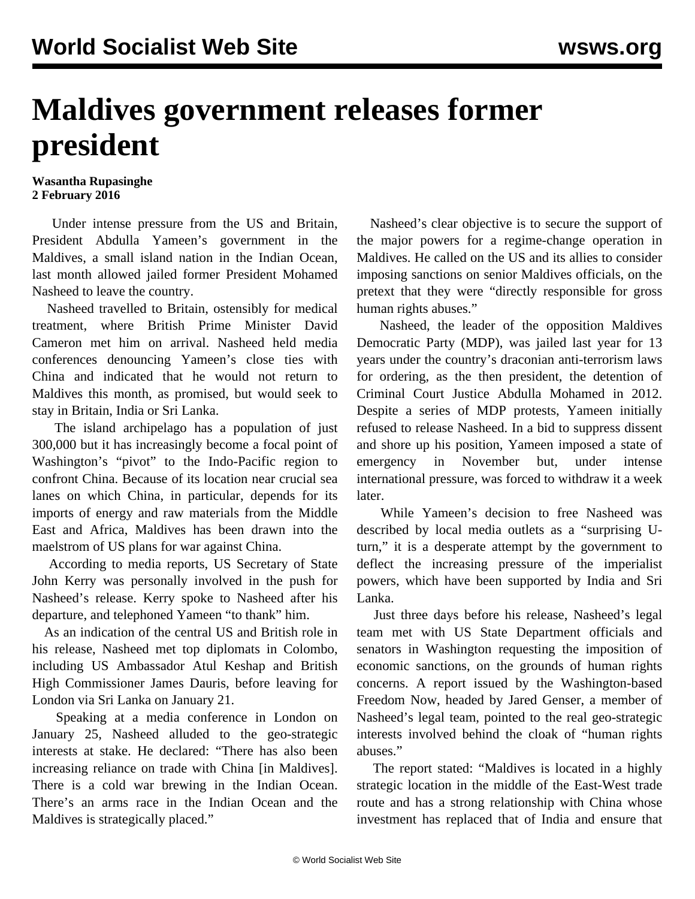# Maldives government releases former president

**Wasantha Rupasinghe**
**2 February 2016**

Under intense pressure from the US and Britain, President Abdulla Yameen's government in the Maldives, a small island nation in the Indian Ocean, last month allowed jailed former President Mohamed Nasheed to leave the country.

Nasheed travelled to Britain, ostensibly for medical treatment, where British Prime Minister David Cameron met him on arrival. Nasheed held media conferences denouncing Yameen's close ties with China and indicated that he would not return to Maldives this month, as promised, but would seek to stay in Britain, India or Sri Lanka.

The island archipelago has a population of just 300,000 but it has increasingly become a focal point of Washington's "pivot" to the Indo-Pacific region to confront China. Because of its location near crucial sea lanes on which China, in particular, depends for its imports of energy and raw materials from the Middle East and Africa, Maldives has been drawn into the maelstrom of US plans for war against China.

According to media reports, US Secretary of State John Kerry was personally involved in the push for Nasheed's release. Kerry spoke to Nasheed after his departure, and telephoned Yameen "to thank" him.

As an indication of the central US and British role in his release, Nasheed met top diplomats in Colombo, including US Ambassador Atul Keshap and British High Commissioner James Dauris, before leaving for London via Sri Lanka on January 21.

Speaking at a media conference in London on January 25, Nasheed alluded to the geo-strategic interests at stake. He declared: "There has also been increasing reliance on trade with China [in Maldives]. There is a cold war brewing in the Indian Ocean. There's an arms race in the Indian Ocean and the Maldives is strategically placed."

Nasheed's clear objective is to secure the support of the major powers for a regime-change operation in Maldives. He called on the US and its allies to consider imposing sanctions on senior Maldives officials, on the pretext that they were "directly responsible for gross human rights abuses."

Nasheed, the leader of the opposition Maldives Democratic Party (MDP), was jailed last year for 13 years under the country's draconian anti-terrorism laws for ordering, as the then president, the detention of Criminal Court Justice Abdulla Mohamed in 2012. Despite a series of MDP protests, Yameen initially refused to release Nasheed. In a bid to suppress dissent and shore up his position, Yameen imposed a state of emergency in November but, under intense international pressure, was forced to withdraw it a week later.

While Yameen's decision to free Nasheed was described by local media outlets as a "surprising U-turn," it is a desperate attempt by the government to deflect the increasing pressure of the imperialist powers, which have been supported by India and Sri Lanka.

Just three days before his release, Nasheed's legal team met with US State Department officials and senators in Washington requesting the imposition of economic sanctions, on the grounds of human rights concerns. A report issued by the Washington-based Freedom Now, headed by Jared Genser, a member of Nasheed's legal team, pointed to the real geo-strategic interests involved behind the cloak of "human rights abuses."

The report stated: "Maldives is located in a highly strategic location in the middle of the East-West trade route and has a strong relationship with China whose investment has replaced that of India and ensure that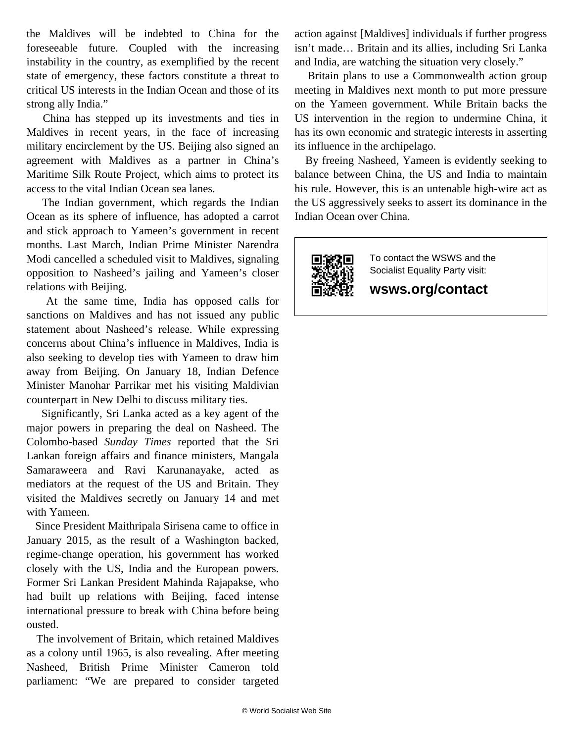the Maldives will be indebted to China for the foreseeable future. Coupled with the increasing instability in the country, as exemplified by the recent state of emergency, these factors constitute a threat to critical US interests in the Indian Ocean and those of its strong ally India."

China has stepped up its investments and ties in Maldives in recent years, in the face of increasing military encirclement by the US. Beijing also signed an agreement with Maldives as a partner in China's Maritime Silk Route Project, which aims to protect its access to the vital Indian Ocean sea lanes.

The Indian government, which regards the Indian Ocean as its sphere of influence, has adopted a carrot and stick approach to Yameen's government in recent months. Last March, Indian Prime Minister Narendra Modi cancelled a scheduled visit to Maldives, signaling opposition to Nasheed's jailing and Yameen's closer relations with Beijing.

At the same time, India has opposed calls for sanctions on Maldives and has not issued any public statement about Nasheed's release. While expressing concerns about China's influence in Maldives, India is also seeking to develop ties with Yameen to draw him away from Beijing. On January 18, Indian Defence Minister Manohar Parrikar met his visiting Maldivian counterpart in New Delhi to discuss military ties.

Significantly, Sri Lanka acted as a key agent of the major powers in preparing the deal on Nasheed. The Colombo-based *Sunday Times* reported that the Sri Lankan foreign affairs and finance ministers, Mangala Samaraweera and Ravi Karunanayake, acted as mediators at the request of the US and Britain. They visited the Maldives secretly on January 14 and met with Yameen.

Since President Maithripala Sirisena came to office in January 2015, as the result of a Washington backed, regime-change operation, his government has worked closely with the US, India and the European powers. Former Sri Lankan President Mahinda Rajapakse, who had built up relations with Beijing, faced intense international pressure to break with China before being ousted.

The involvement of Britain, which retained Maldives as a colony until 1965, is also revealing. After meeting Nasheed, British Prime Minister Cameron told parliament: "We are prepared to consider targeted action against [Maldives] individuals if further progress isn't made… Britain and its allies, including Sri Lanka and India, are watching the situation very closely."

Britain plans to use a Commonwealth action group meeting in Maldives next month to put more pressure on the Yameen government. While Britain backs the US intervention in the region to undermine China, it has its own economic and strategic interests in asserting its influence in the archipelago.

By freeing Nasheed, Yameen is evidently seeking to balance between China, the US and India to maintain his rule. However, this is an untenable high-wire act as the US aggressively seeks to assert its dominance in the Indian Ocean over China.

To contact the WSWS and the Socialist Equality Party visit:

**wsws.org/contact**